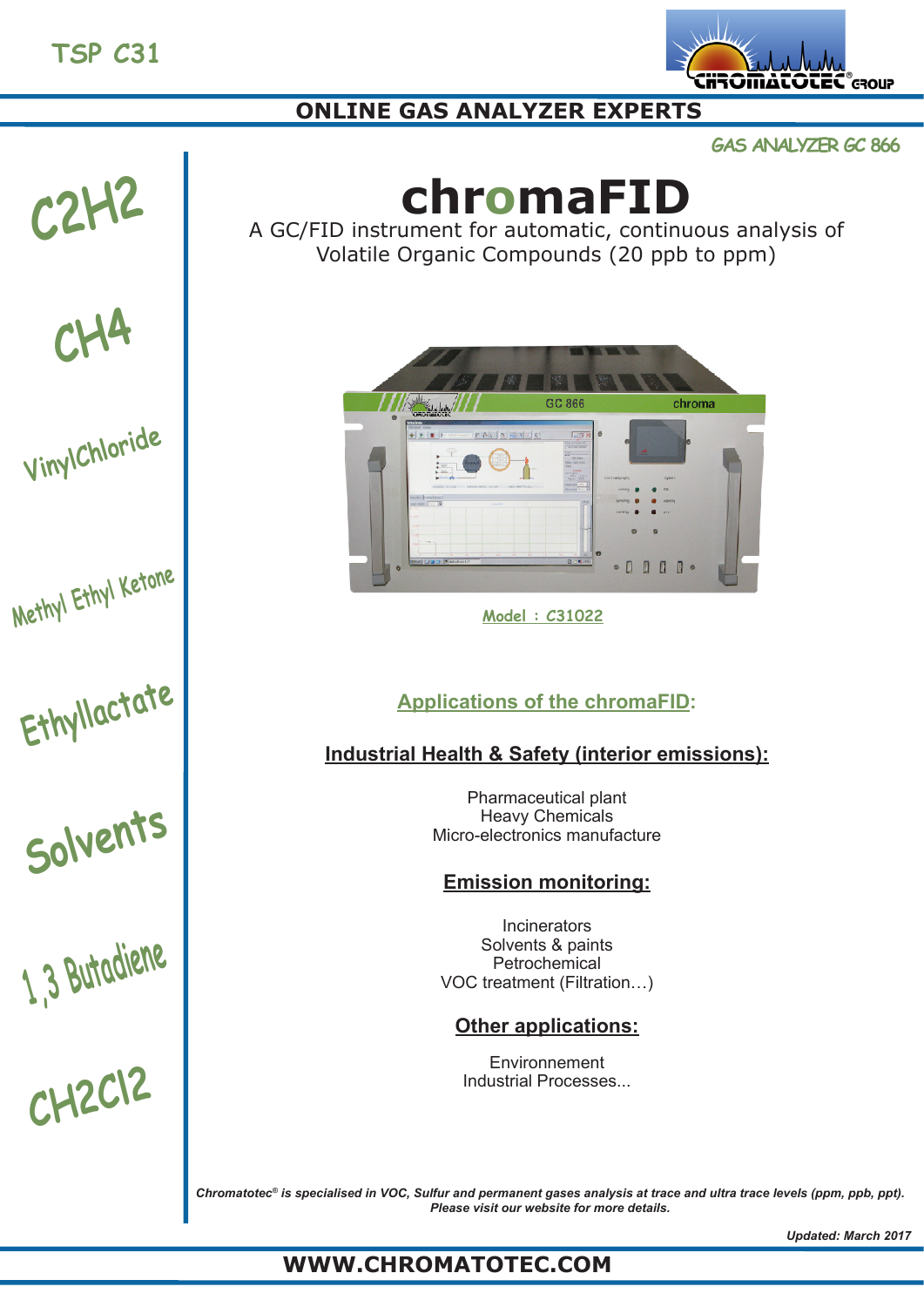TSP C31

ONLINE GAS ANALYZER EXPERTS

GAS ANALYZER GC 866

$C_2H_2$

$CH_4$

VinylChloride

Methyl Ethyl Ketone

Ethyllactate

Solvents

1,3 Butadiene

$CH_2Cl_2$

# chromaFID

A GC/FID instrument for automatic, continuous analysis of Volatile Organic Compounds (20 ppb to ppm)

Model : C31022

## Applications of the chromaFID:

### Industrial Health & Safety (interior emissions):

Pharmaceutical plant
Heavy Chemicals
Micro-electronics manufacture

### Emission monitoring:

Incinerators
Solvents & paints
Petrochemical
VOC treatment (Filtration…)

### Other applications:

Environnement
Industrial Processes...

***Chromatotec® is specialised in VOC, Sulfur and permanent gases analysis at trace and ultra trace levels (ppm, ppb, ppt). Please visit our website for more details.***

***Updated: March 2017***

**WWW.CHROMATOTEC.COM**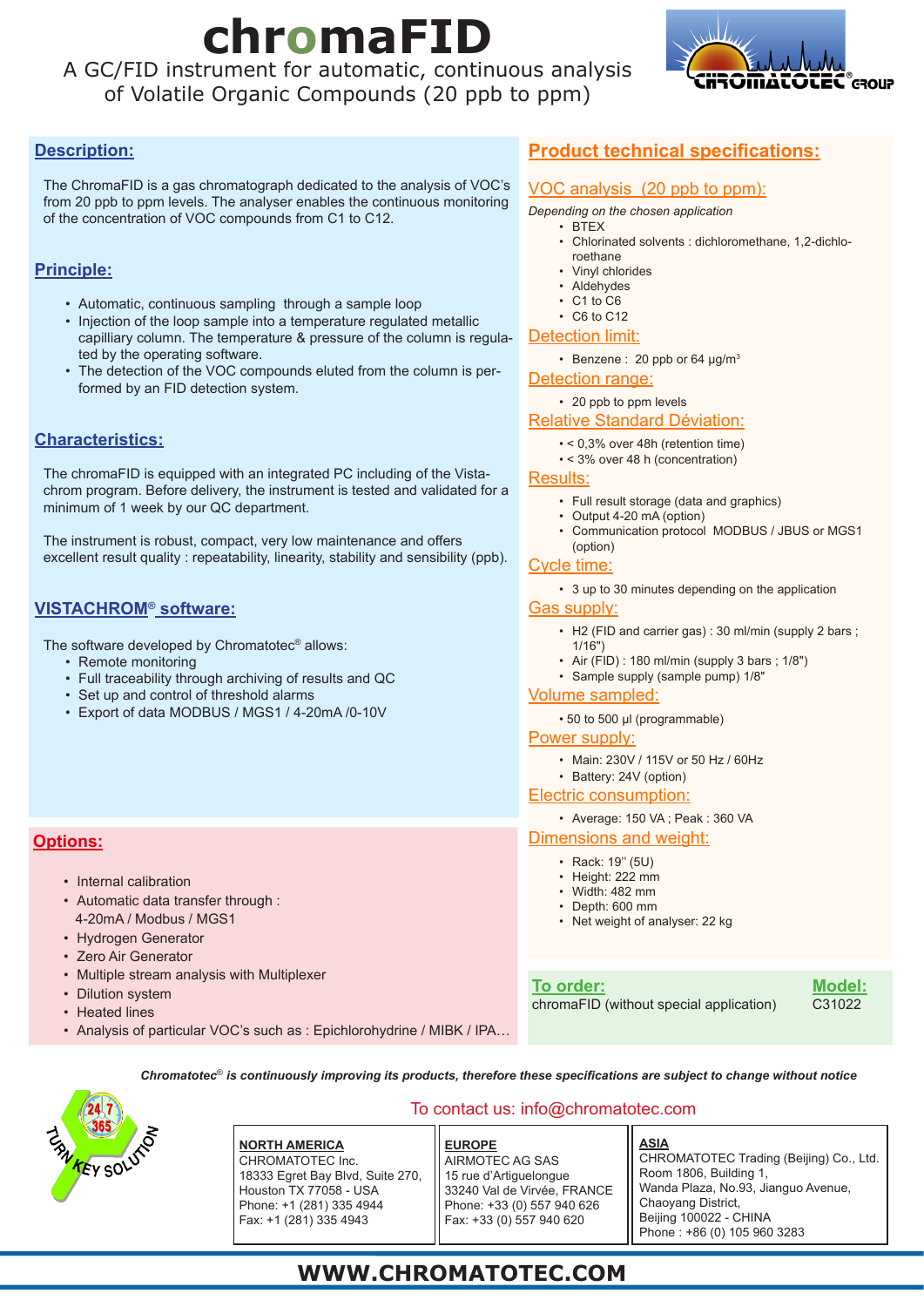# chromaFID

A GC/FID instrument for automatic, continuous analysis of Volatile Organic Compounds (20 ppb to ppm)

## Description:

The ChromaFID is a gas chromatograph dedicated to the analysis of VOC's from 20 ppb to ppm levels. The analyser enables the continuous monitoring of the concentration of VOC compounds from C1 to C12.

## Principle:

- Automatic, continuous sampling through a sample loop
- Injection of the loop sample into a temperature regulated metallic capilliary column. The temperature & pressure of the column is regulated by the operating software.
- The detection of the VOC compounds eluted from the column is performed by an FID detection system.

## Characteristics:

The chromaFID is equipped with an integrated PC including of the Vistachrom program. Before delivery, the instrument is tested and validated for a minimum of 1 week by our QC department.

The instrument is robust, compact, very low maintenance and offers excellent result quality : repeatability, linearity, stability and sensibility (ppb).

## VISTACHROM® software:

The software developed by Chromatotec® allows:

- Remote monitoring
- Full traceability through archiving of results and QC
- Set up and control of threshold alarms
- Export of data MODBUS / MGS1 / 4-20mA /0-10V

## Options:

- Internal calibration
- Automatic data transfer through : 4-20mA / Modbus / MGS1
- Hydrogen Generator
- Zero Air Generator
- Multiple stream analysis with Multiplexer
- Dilution system
- Heated lines
- Analysis of particular VOC's such as : Epichlorohydrine / MIBK / IPA…

## Product technical specifications:

### VOC analysis (20 ppb to ppm):

*Depending on the chosen application*

- BTEX
- Chlorinated solvents : dichloromethane, 1,2-dichloroethane
- Vinyl chlorides
- Aldehydes
- C1 to C6
- C6 to C12

### Detection limit:

- Benzene : 20 ppb or 64 µg/m³

### Detection range:

- 20 ppb to ppm levels

### Relative Standard Déviation:

- < 0,3% over 48h (retention time)
- < 3% over 48 h (concentration)

### Results:

- Full result storage (data and graphics)
- Output 4-20 mA (option)
- Communication protocol MODBUS / JBUS or MGS1 (option)

### Cycle time:

- 3 up to 30 minutes depending on the application

### Gas supply:

- H2 (FID and carrier gas) : 30 ml/min (supply 2 bars ; 1/16")
- Air (FID) : 180 ml/min (supply 3 bars ; 1/8")
- Sample supply (sample pump) 1/8"

### Volume sampled:

- 50 to 500 µl (programmable)

### Power supply:

- Main: 230V / 115V or 50 Hz / 60Hz
- Battery: 24V (option)

### Electric consumption:

- Average: 150 VA ; Peak : 360 VA

### Dimensions and weight:

- Rack: 19'' (5U)
- Height: 222 mm
- Width: 482 mm
- Depth: 600 mm
- Net weight of analyser: 22 kg

| To order: | Model: |
|---|---|
| chromaFID (without special application) | C31022 |

*Chromatotec® is continuously improving its products, therefore these specifications are subject to change without notice*

To contact us: info@chromatotec.com

**NORTH AMERICA**
CHROMATOTEC Inc.
18333 Egret Bay Blvd, Suite 270,
Houston TX 77058 - USA
Phone: +1 (281) 335 4944
Fax: +1 (281) 335 4943

**EUROPE**
AIRMOTEC AG SAS
15 rue d'Artiguelongue
33240 Val de Virvée, FRANCE
Phone: +33 (0) 557 940 626
Fax: +33 (0) 557 940 620

**ASIA**
CHROMATOTEC Trading (Beijing) Co., Ltd.
Room 1806, Building 1,
Wanda Plaza, No.93, Jianguo Avenue,
Chaoyang District,
Beijing 100022 - CHINA
Phone : +86 (0) 105 960 3283

**WWW.CHROMATOTEC.COM**